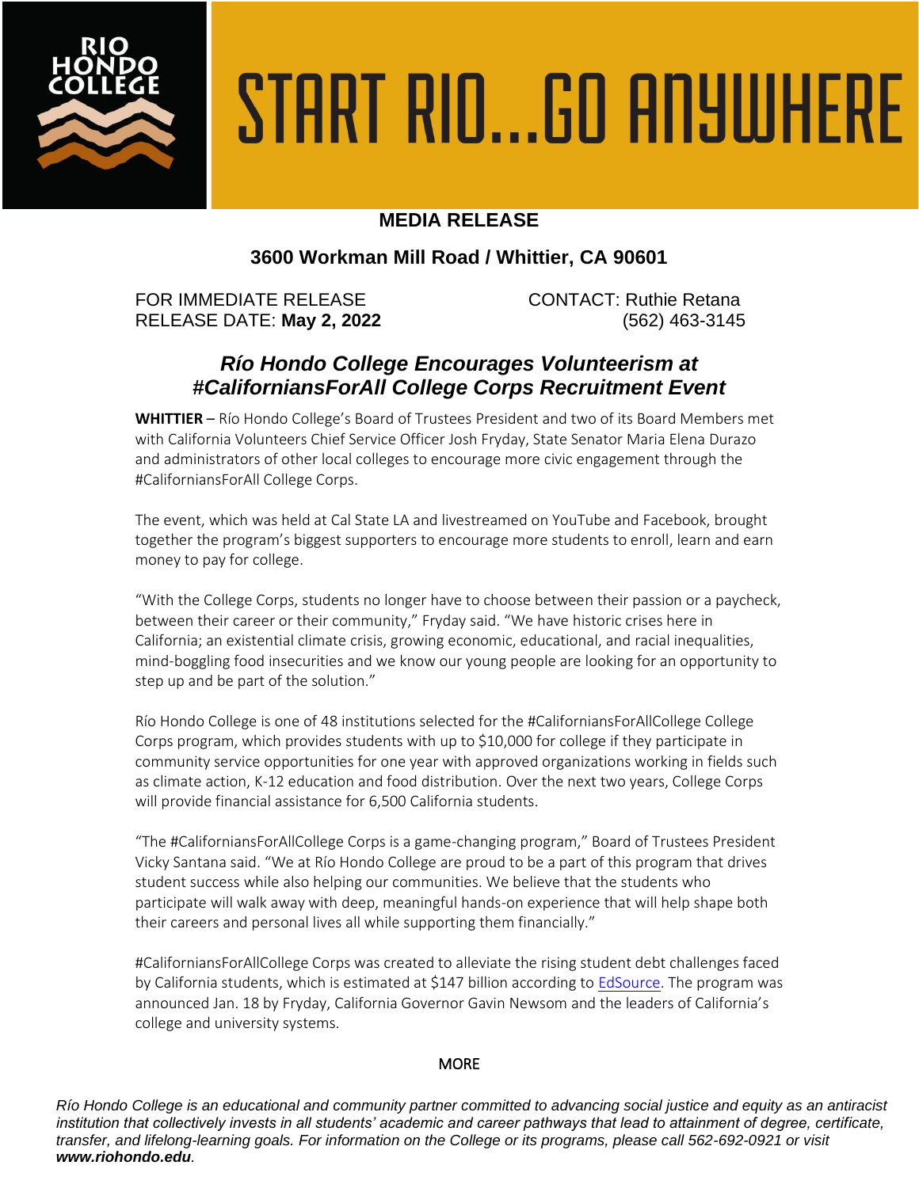RIO HONDO COLLEGE

# START RIO...GO ANYWHERE

## MEDIA RELEASE

### 3600 Workman Mill Road / Whittier, CA 90601

FOR IMMEDIATE RELEASE
RELEASE DATE: **May 2, 2022**

CONTACT: Ruthie Retana
(562) 463-3145

## ***Río Hondo College Encourages Volunteerism at #CaliforniansForAll College Corps Recruitment Event***

**WHITTIER** – Río Hondo College's Board of Trustees President and two of its Board Members met with California Volunteers Chief Service Officer Josh Fryday, State Senator Maria Elena Durazo and administrators of other local colleges to encourage more civic engagement through the #CaliforniansForAll College Corps.

The event, which was held at Cal State LA and livestreamed on YouTube and Facebook, brought together the program's biggest supporters to encourage more students to enroll, learn and earn money to pay for college.

"With the College Corps, students no longer have to choose between their passion or a paycheck, between their career or their community," Fryday said. "We have historic crises here in California; an existential climate crisis, growing economic, educational, and racial inequalities, mind-boggling food insecurities and we know our young people are looking for an opportunity to step up and be part of the solution."

Río Hondo College is one of 48 institutions selected for the #CaliforniansForAllCollege College Corps program, which provides students with up to $10,000 for college if they participate in community service opportunities for one year with approved organizations working in fields such as climate action, K-12 education and food distribution. Over the next two years, College Corps will provide financial assistance for 6,500 California students.

"The #CaliforniansForAllCollege Corps is a game-changing program," Board of Trustees President Vicky Santana said. "We at Río Hondo College are proud to be a part of this program that drives student success while also helping our communities. We believe that the students who participate will walk away with deep, meaningful hands-on experience that will help shape both their careers and personal lives all while supporting them financially."

#CaliforniansForAllCollege Corps was created to alleviate the rising student debt challenges faced by California students, which is estimated at $147 billion according to EdSource. The program was announced Jan. 18 by Fryday, California Governor Gavin Newsom and the leaders of California's college and university systems.

MORE

*Río Hondo College is an educational and community partner committed to advancing social justice and equity as an antiracist institution that collectively invests in all students' academic and career pathways that lead to attainment of degree, certificate, transfer, and lifelong-learning goals. For information on the College or its programs, please call 562-692-0921 or visit **www.riohondo.edu**.*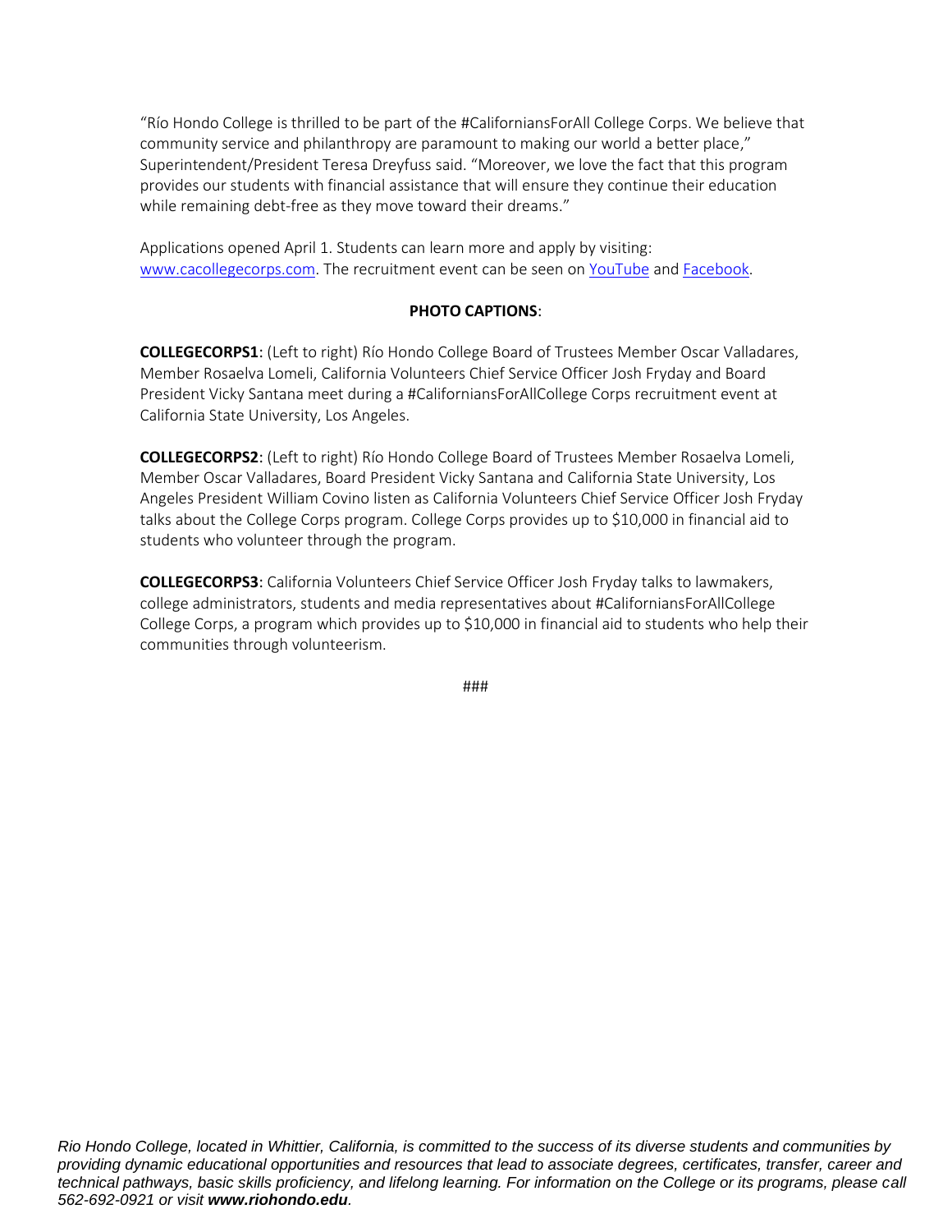"Río Hondo College is thrilled to be part of the #CaliforniansForAll College Corps. We believe that community service and philanthropy are paramount to making our world a better place," Superintendent/President Teresa Dreyfuss said. "Moreover, we love the fact that this program provides our students with financial assistance that will ensure they continue their education while remaining debt-free as they move toward their dreams."

Applications opened April 1. Students can learn more and apply by visiting: www.cacollegecorps.com. The recruitment event can be seen on YouTube and Facebook.

**PHOTO CAPTIONS**:

**COLLEGECORPS1**: (Left to right) Río Hondo College Board of Trustees Member Oscar Valladares, Member Rosaelva Lomeli, California Volunteers Chief Service Officer Josh Fryday and Board President Vicky Santana meet during a #CaliforniansForAllCollege Corps recruitment event at California State University, Los Angeles.

**COLLEGECORPS2**: (Left to right) Río Hondo College Board of Trustees Member Rosaelva Lomeli, Member Oscar Valladares, Board President Vicky Santana and California State University, Los Angeles President William Covino listen as California Volunteers Chief Service Officer Josh Fryday talks about the College Corps program. College Corps provides up to $10,000 in financial aid to students who volunteer through the program.

**COLLEGECORPS3**: California Volunteers Chief Service Officer Josh Fryday talks to lawmakers, college administrators, students and media representatives about #CaliforniansForAllCollege College Corps, a program which provides up to $10,000 in financial aid to students who help their communities through volunteerism.

###

*Rio Hondo College, located in Whittier, California, is committed to the success of its diverse students and communities by providing dynamic educational opportunities and resources that lead to associate degrees, certificates, transfer, career and technical pathways, basic skills proficiency, and lifelong learning. For information on the College or its programs, please call 562-692-0921 or visit* ***www.riohondo.edu****.*